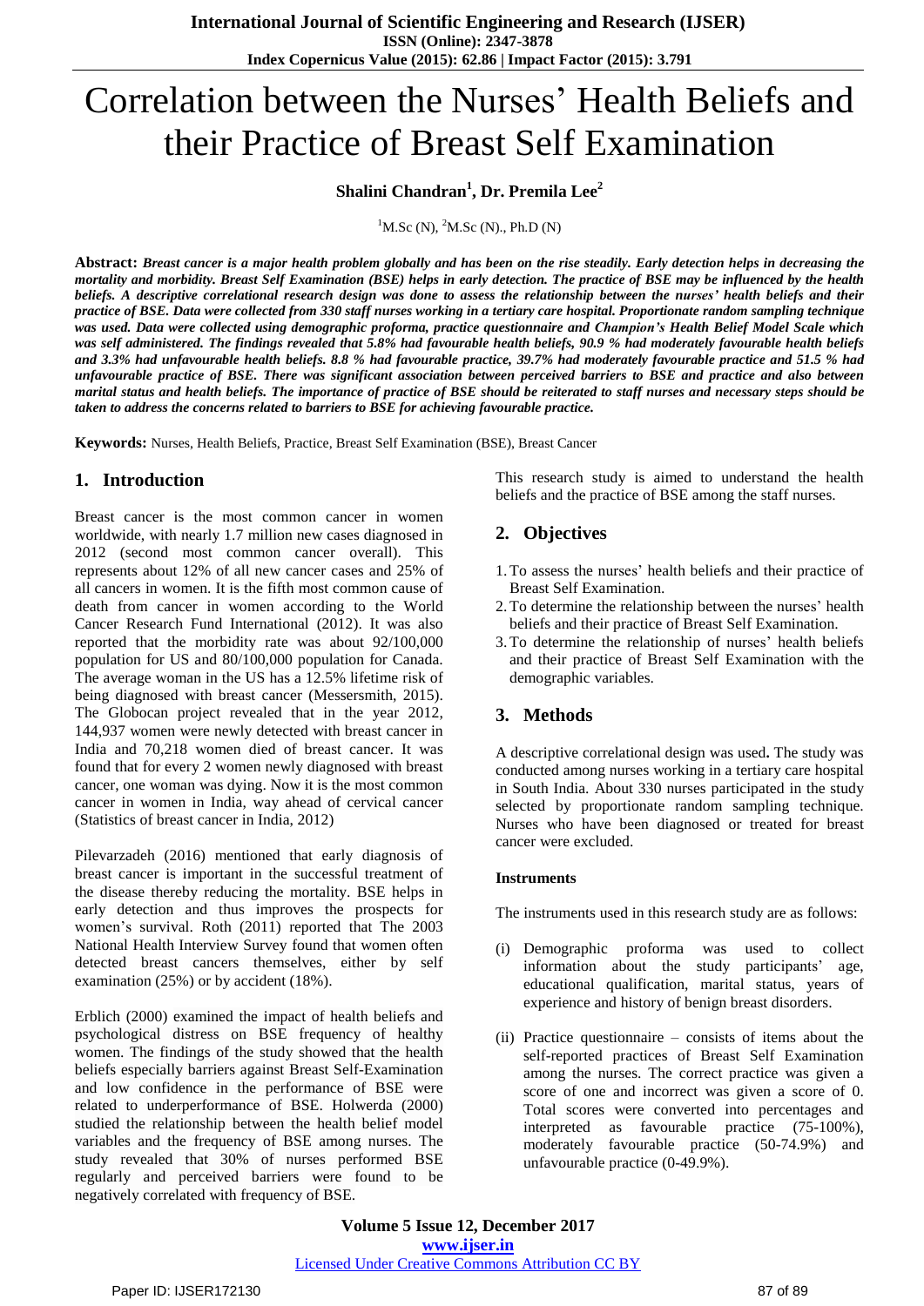# Correlation between the Nurses' Health Beliefs and their Practice of Breast Self Examination

**Shalini Chandran[1], Dr. Premila Lee[2]**

[1]M.Sc (N), [2]M.Sc (N)., Ph.D (N)

**Abstract:** ***Breast cancer is a major health problem globally and has been on the rise steadily. Early detection helps in decreasing the mortality and morbidity. Breast Self Examination (BSE) helps in early detection. The practice of BSE may be influenced by the health beliefs. A descriptive correlational research design was done to assess the relationship between the nurses' health beliefs and their practice of BSE. Data were collected from 330 staff nurses working in a tertiary care hospital. Proportionate random sampling technique was used. Data were collected using demographic proforma, practice questionnaire and Champion's Health Belief Model Scale which was self administered. The findings revealed that 5.8% had favourable health beliefs, 90.9 % had moderately favourable health beliefs and 3.3% had unfavourable health beliefs. 8.8 % had favourable practice, 39.7% had moderately favourable practice and 51.5 % had unfavourable practice of BSE. There was significant association between perceived barriers to BSE and practice and also between marital status and health beliefs. The importance of practice of BSE should be reiterated to staff nurses and necessary steps should be taken to address the concerns related to barriers to BSE for achieving favourable practice.***

**Keywords:** Nurses, Health Beliefs, Practice, Breast Self Examination (BSE), Breast Cancer

## 1. Introduction

Breast cancer is the most common cancer in women worldwide, with nearly 1.7 million new cases diagnosed in 2012 (second most common cancer overall). This represents about 12% of all new cancer cases and 25% of all cancers in women. It is the fifth most common cause of death from cancer in women according to the World Cancer Research Fund International (2012). It was also reported that the morbidity rate was about 92/100,000 population for US and 80/100,000 population for Canada. The average woman in the US has a 12.5% lifetime risk of being diagnosed with breast cancer (Messersmith, 2015). The Globocan project revealed that in the year 2012, 144,937 women were newly detected with breast cancer in India and 70,218 women died of breast cancer. It was found that for every 2 women newly diagnosed with breast cancer, one woman was dying. Now it is the most common cancer in women in India, way ahead of cervical cancer (Statistics of breast cancer in India, 2012)

Pilevarzadeh (2016) mentioned that early diagnosis of breast cancer is important in the successful treatment of the disease thereby reducing the mortality. BSE helps in early detection and thus improves the prospects for women's survival. Roth (2011) reported that The 2003 National Health Interview Survey found that women often detected breast cancers themselves, either by self examination (25%) or by accident (18%).

Erblich (2000) examined the impact of health beliefs and psychological distress on BSE frequency of healthy women. The findings of the study showed that the health beliefs especially barriers against Breast Self-Examination and low confidence in the performance of BSE were related to underperformance of BSE. Holwerda (2000) studied the relationship between the health belief model variables and the frequency of BSE among nurses. The study revealed that 30% of nurses performed BSE regularly and perceived barriers were found to be negatively correlated with frequency of BSE.

This research study is aimed to understand the health beliefs and the practice of BSE among the staff nurses.

## 2. Objectives

1. To assess the nurses' health beliefs and their practice of Breast Self Examination.
2. To determine the relationship between the nurses' health beliefs and their practice of Breast Self Examination.
3. To determine the relationship of nurses' health beliefs and their practice of Breast Self Examination with the demographic variables.

## 3. Methods

A descriptive correlational design was used**.** The study was conducted among nurses working in a tertiary care hospital in South India. About 330 nurses participated in the study selected by proportionate random sampling technique. Nurses who have been diagnosed or treated for breast cancer were excluded.

**Instruments**

The instruments used in this research study are as follows:

(i) Demographic proforma was used to collect information about the study participants' age, educational qualification, marital status, years of experience and history of benign breast disorders.

(ii) Practice questionnaire – consists of items about the self-reported practices of Breast Self Examination among the nurses. The correct practice was given a score of one and incorrect was given a score of 0. Total scores were converted into percentages and interpreted as favourable practice (75-100%), moderately favourable practice (50-74.9%) and unfavourable practice (0-49.9%).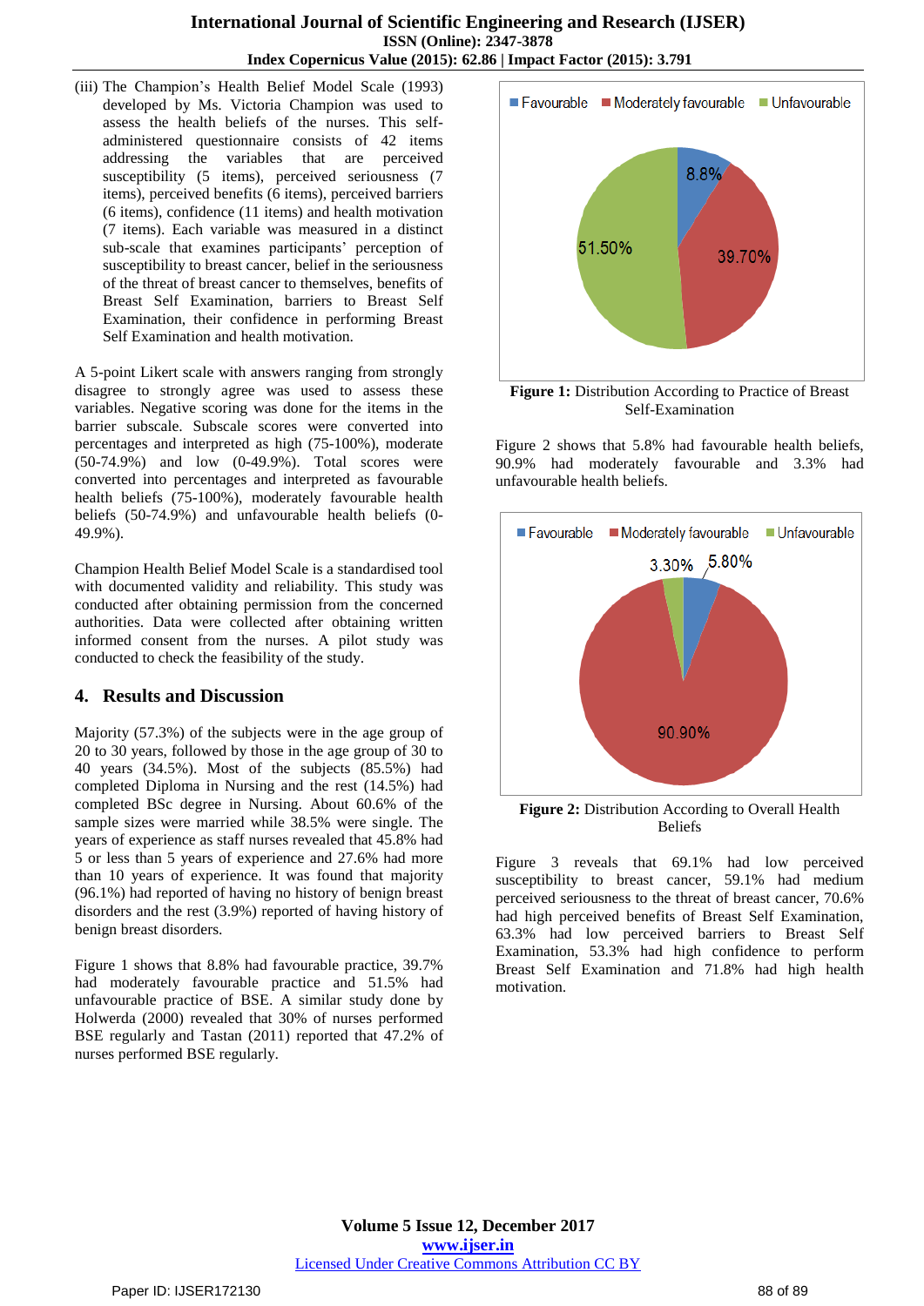(iii) The Champion's Health Belief Model Scale (1993) developed by Ms. Victoria Champion was used to assess the health beliefs of the nurses. This self-administered questionnaire consists of 42 items addressing the variables that are perceived susceptibility (5 items), perceived seriousness (7 items), perceived benefits (6 items), perceived barriers (6 items), confidence (11 items) and health motivation (7 items). Each variable was measured in a distinct sub-scale that examines participants' perception of susceptibility to breast cancer, belief in the seriousness of the threat of breast cancer to themselves, benefits of Breast Self Examination, barriers to Breast Self Examination, their confidence in performing Breast Self Examination and health motivation.

A 5-point Likert scale with answers ranging from strongly disagree to strongly agree was used to assess these variables. Negative scoring was done for the items in the barrier subscale. Subscale scores were converted into percentages and interpreted as high (75-100%), moderate (50-74.9%) and low (0-49.9%). Total scores were converted into percentages and interpreted as favourable health beliefs (75-100%), moderately favourable health beliefs (50-74.9%) and unfavourable health beliefs (0-49.9%).

Champion Health Belief Model Scale is a standardised tool with documented validity and reliability. This study was conducted after obtaining permission from the concerned authorities. Data were collected after obtaining written informed consent from the nurses. A pilot study was conducted to check the feasibility of the study.

## 4. Results and Discussion

Majority (57.3%) of the subjects were in the age group of 20 to 30 years, followed by those in the age group of 30 to 40 years (34.5%). Most of the subjects (85.5%) had completed Diploma in Nursing and the rest (14.5%) had completed BSc degree in Nursing. About 60.6% of the sample sizes were married while 38.5% were single. The years of experience as staff nurses revealed that 45.8% had 5 or less than 5 years of experience and 27.6% had more than 10 years of experience. It was found that majority (96.1%) had reported of having no history of benign breast disorders and the rest (3.9%) reported of having history of benign breast disorders.

Figure 1 shows that 8.8% had favourable practice, 39.7% had moderately favourable practice and 51.5% had unfavourable practice of BSE. A similar study done by Holwerda (2000) revealed that 30% of nurses performed BSE regularly and Tastan (2011) reported that 47.2% of nurses performed BSE regularly.

**Figure 1:** Distribution According to Practice of Breast Self-Examination

Figure 2 shows that 5.8% had favourable health beliefs, 90.9% had moderately favourable and 3.3% had unfavourable health beliefs.

**Figure 2:** Distribution According to Overall Health Beliefs

Figure 3 reveals that 69.1% had low perceived susceptibility to breast cancer, 59.1% had medium perceived seriousness to the threat of breast cancer, 70.6% had high perceived benefits of Breast Self Examination, 63.3% had low perceived barriers to Breast Self Examination, 53.3% had high confidence to perform Breast Self Examination and 71.8% had high health motivation.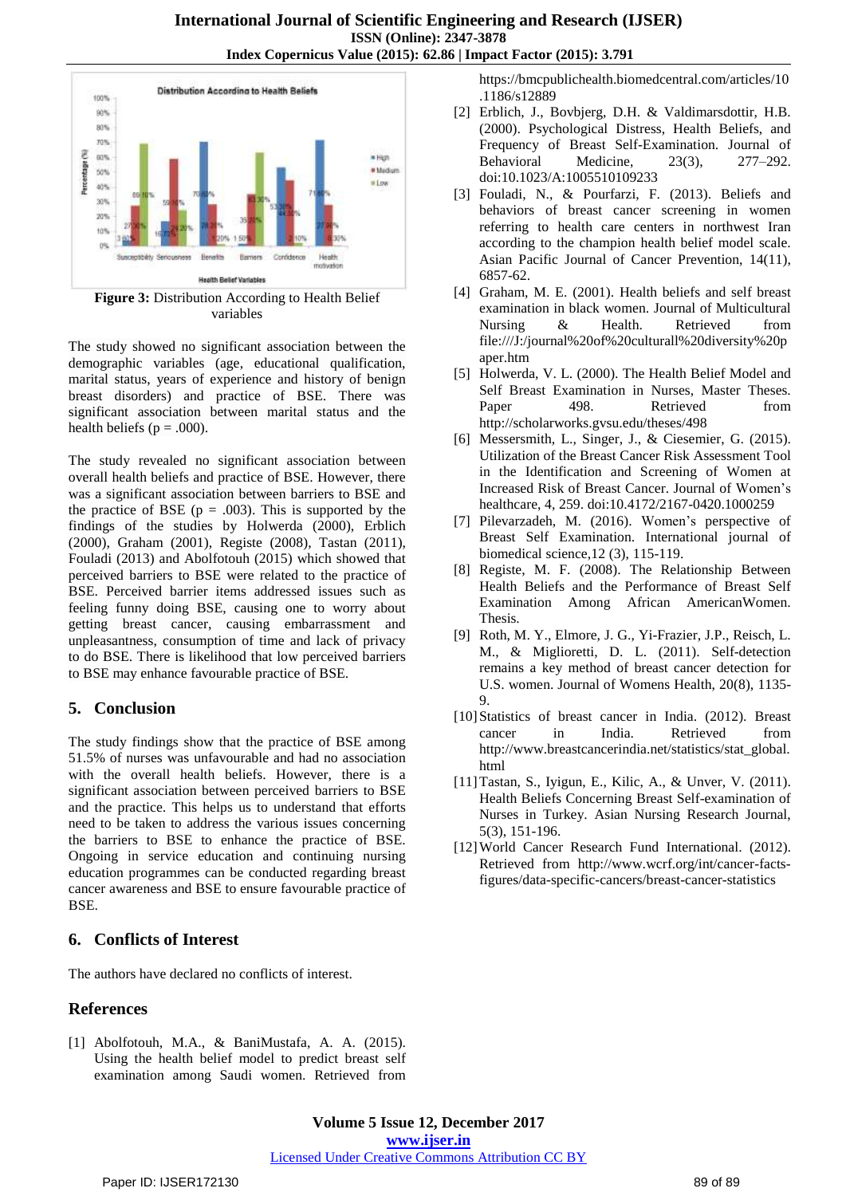Distribution According to Health Beliefs

Percentage (%)

100%
90%
80%
70%
60%
50%
40%
30%
20%
10%
0%

High
Medium
Low

3.30%
27.00%
69.70%
16.70%
59.10%
24.20%
70.60%
28.20%
1.20%
1.50%
35.20%
63.30%
53.30%
44.30%
2.10%
71.80%
27.90%
0.30%

Susceptibility
Seriousness
Benefits
Barriers
Confidence
Health motivation

Health Belief Variables

**Figure 3:** Distribution According to Health Belief variables

The study showed no significant association between the demographic variables (age, educational qualification, marital status, years of experience and history of benign breast disorders) and practice of BSE. There was significant association between marital status and the health beliefs (p = .000).

The study revealed no significant association between overall health beliefs and practice of BSE. However, there was a significant association between barriers to BSE and the practice of BSE (p = .003). This is supported by the findings of the studies by Holwerda (2000), Erblich (2000), Graham (2001), Registe (2008), Tastan (2011), Fouladi (2013) and Abolfotouh (2015) which showed that perceived barriers to BSE were related to the practice of BSE. Perceived barrier items addressed issues such as feeling funny doing BSE, causing one to worry about getting breast cancer, causing embarrassment and unpleasantness, consumption of time and lack of privacy to do BSE. There is likelihood that low perceived barriers to BSE may enhance favourable practice of BSE.

## 5. Conclusion

The study findings show that the practice of BSE among 51.5% of nurses was unfavourable and had no association with the overall health beliefs. However, there is a significant association between perceived barriers to BSE and the practice. This helps us to understand that efforts need to be taken to address the various issues concerning the barriers to BSE to enhance the practice of BSE. Ongoing in service education and continuing nursing education programmes can be conducted regarding breast cancer awareness and BSE to ensure favourable practice of BSE.

## 6. Conflicts of Interest

The authors have declared no conflicts of interest.

## References

[1] Abolfotouh, M.A., & BaniMustafa, A. A. (2015). Using the health belief model to predict breast self examination among Saudi women. Retrieved from https://bmcpublichealth.biomedcentral.com/articles/10.1186/s12889

[2] Erblich, J., Bovbjerg, D.H. & Valdimarsdottir, H.B. (2000). Psychological Distress, Health Beliefs, and Frequency of Breast Self-Examination. Journal of Behavioral Medicine, 23(3), 277–292. doi:10.1023/A:1005510109233

[3] Fouladi, N., & Pourfarzi, F. (2013). Beliefs and behaviors of breast cancer screening in women referring to health care centers in northwest Iran according to the champion health belief model scale. Asian Pacific Journal of Cancer Prevention, 14(11), 6857-62.

[4] Graham, M. E. (2001). Health beliefs and self breast examination in black women. Journal of Multicultural Nursing & Health. Retrieved from file:///J:/journal%20of%20culturall%20diversity%20paper.htm

[5] Holwerda, V. L. (2000). The Health Belief Model and Self Breast Examination in Nurses, Master Theses. Paper 498. Retrieved from http://scholarworks.gvsu.edu/theses/498

[6] Messersmith, L., Singer, J., & Ciesemier, G. (2015). Utilization of the Breast Cancer Risk Assessment Tool in the Identification and Screening of Women at Increased Risk of Breast Cancer. Journal of Women's healthcare, 4, 259. doi:10.4172/2167-0420.1000259

[7] Pilevarzadeh, M. (2016). Women's perspective of Breast Self Examination. International journal of biomedical science,12 (3), 115-119.

[8] Registe, M. F. (2008). The Relationship Between Health Beliefs and the Performance of Breast Self Examination Among African AmericanWomen. Thesis.

[9] Roth, M. Y., Elmore, J. G., Yi-Frazier, J.P., Reisch, L. M., & Miglioretti, D. L. (2011). Self-detection remains a key method of breast cancer detection for U.S. women. Journal of Womens Health, 20(8), 1135-9.

[10] Statistics of breast cancer in India. (2012). Breast cancer in India. Retrieved from http://www.breastcancerindia.net/statistics/stat_global.html

[11] Tastan, S., Iyigun, E., Kilic, A., & Unver, V. (2011). Health Beliefs Concerning Breast Self-examination of Nurses in Turkey. Asian Nursing Research Journal, 5(3), 151-196.

[12] World Cancer Research Fund International. (2012). Retrieved from http://www.wcrf.org/int/cancer-facts-figures/data-specific-cancers/breast-cancer-statistics